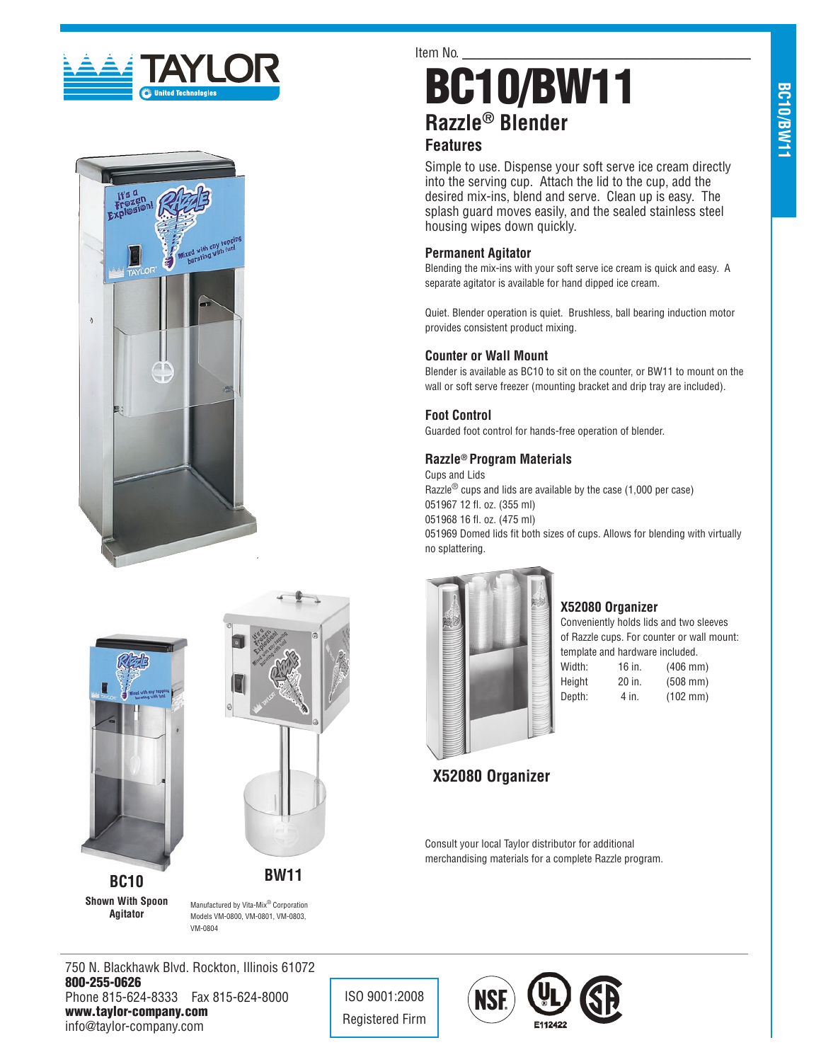Item No. ____________________

# BC10/BW11

## Razzle® Blender

### Features

Simple to use. Dispense your soft serve ice cream directly into the serving cup. Attach the lid to the cup, add the desired mix-ins, blend and serve. Clean up is easy. The splash guard moves easily, and the sealed stainless steel housing wipes down quickly.

### Permanent Agitator

Blending the mix-ins with your soft serve ice cream is quick and easy. A separate agitator is available for hand dipped ice cream.

Quiet. Blender operation is quiet. Brushless, ball bearing induction motor provides consistent product mixing.

### Counter or Wall Mount

Blender is available as BC10 to sit on the counter, or BW11 to mount on the wall or soft serve freezer (mounting bracket and drip tray are included).

### Foot Control

Guarded foot control for hands-free operation of blender.

### Razzle® Program Materials

Cups and Lids

Razzle® cups and lids are available by the case (1,000 per case)

051967 12 fl. oz. (355 ml)

051968 16 fl. oz. (475 ml)

051969 Domed lids fit both sizes of cups. Allows for blending with virtually no splattering.

### X52080 Organizer

Conveniently holds lids and two sleeves of Razzle cups. For counter or wall mount: template and hardware included.

| | | |
|---|---|---|
| Width: | 16 in. | (406 mm) |
| Height | 20 in. | (508 mm) |
| Depth: | 4 in. | (102 mm) |

**X52080 Organizer**

Consult your local Taylor distributor for additional merchandising materials for a complete Razzle program.

**BC10**

**Shown With Spoon Agitator**

**BW11**

Manufactured by Vita-Mix® Corporation Models VM-0800, VM-0801, VM-0803, VM-0804

750 N. Blackhawk Blvd. Rockton, Illinois 61072
**800-255-0626**
Phone 815-624-8333 Fax 815-624-8000
**www.taylor-company.com**
info@taylor-company.com

ISO 9001:2008 Registered Firm

E112422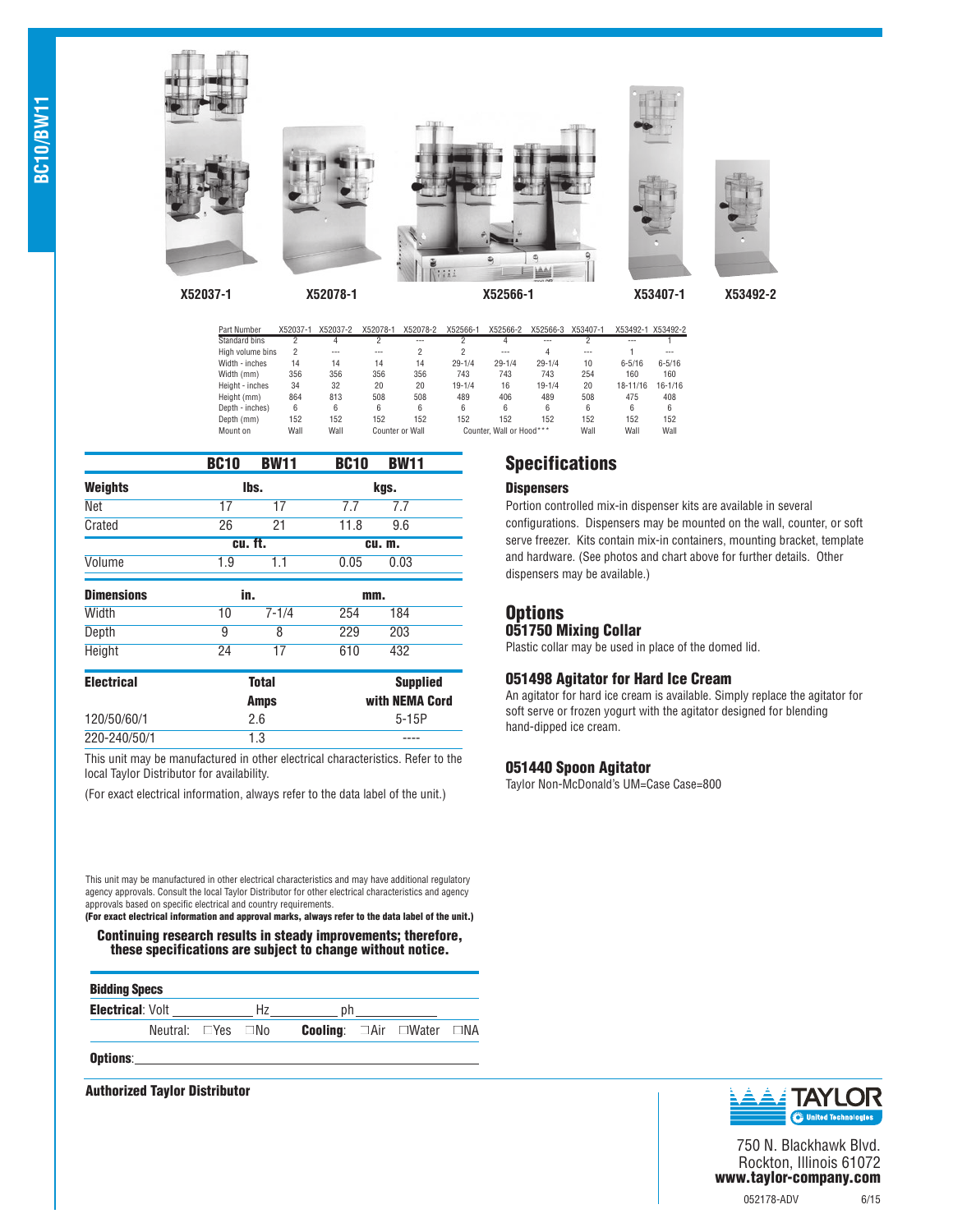X52037-1 X52078-1 X52566-1 X53407-1 X53492-2

| Part Number | X52037-1 | X52037-2 | X52078-1 | X52078-2 | X52566-1 | X52566-2 | X52566-3 | X53407-1 | X53492-1 | X53492-2 |
|---|---|---|---|---|---|---|---|---|---|---|
| Standard bins | 2 | 4 | 2 | --- | 2 | 4 | --- | 2 | --- | 1 |
| High volume bins | 2 | --- | --- | 2 | 2 | --- | 4 | --- | 1 | --- |
| Width - inches | 14 | 14 | 14 | 14 | 29-1/4 | 29-1/4 | 29-1/4 | 10 | 6-5/16 | 6-5/16 |
| Width (mm) | 356 | 356 | 356 | 356 | 743 | 743 | 743 | 254 | 160 | 160 |
| Height - inches | 34 | 32 | 20 | 20 | 19-1/4 | 16 | 19-1/4 | 20 | 18-11/16 | 16-1/16 |
| Height (mm) | 864 | 813 | 508 | 508 | 489 | 406 | 489 | 508 | 475 | 408 |
| Depth - inches) | 6 | 6 | 6 | 6 | 6 | 6 | 6 | 6 | 6 | 6 |
| Depth (mm) | 152 | 152 | 152 | 152 | 152 | 152 | 152 | 152 | 152 | 152 |
| Mount on | Wall | Wall | Counter or Wall | | Counter, Wall or Hood*** | | | Wall | Wall | Wall |

| | BC10 | BW11 | BC10 | BW11 |
|---|---|---|---|---|
| **Weights** | lbs. | | kgs. | |
| Net | 17 | 17 | 7.7 | 7.7 |
| Crated | 26 | 21 | 11.8 | 9.6 |
| | cu. ft. | | cu. m. | |
| Volume | 1.9 | 1.1 | 0.05 | 0.03 |
| **Dimensions** | in. | | mm. | |
| Width | 10 | 7-1/4 | 254 | 184 |
| Depth | 9 | 8 | 229 | 203 |
| Height | 24 | 17 | 610 | 432 |

| **Electrical** | **Total Amps** | **Supplied with NEMA Cord** |
|---|---|---|
| 120/50/60/1 | 2.6 | 5-15P |
| 220-240/50/1 | 1.3 | ---- |

This unit may be manufactured in other electrical characteristics. Refer to the local Taylor Distributor for availability.

(For exact electrical information, always refer to the data label of the unit.)

## Specifications

### Dispensers

Portion controlled mix-in dispenser kits are available in several configurations. Dispensers may be mounted on the wall, counter, or soft serve freezer. Kits contain mix-in containers, mounting bracket, template and hardware. (See photos and chart above for further details. Other dispensers may be available.)

## Options

### 051750 Mixing Collar

Plastic collar may be used in place of the domed lid.

### 051498 Agitator for Hard Ice Cream

An agitator for hard ice cream is available. Simply replace the agitator for soft serve or frozen yogurt with the agitator designed for blending hand-dipped ice cream.

### 051440 Spoon Agitator

Taylor Non-McDonald's UM=Case Case=800

This unit may be manufactured in other electrical characteristics and may have additional regulatory agency approvals. Consult the local Taylor Distributor for other electrical characteristics and agency approvals based on specific electrical and country requirements.
**(For exact electrical information and approval marks, always refer to the data label of the unit.)**

**Continuing research results in steady improvements; therefore, these specifications are subject to change without notice.**

**Bidding Specs**

**Electrical**: Volt ____________ Hz ____________ ph ____________

Neutral: ☐Yes ☐No **Cooling**: ☐Air ☐Water ☐NA

**Options**: ______________________________________________

**Authorized Taylor Distributor**

TAYLOR United Technologies

750 N. Blackhawk Blvd.
Rockton, Illinois 61072
**www.taylor-company.com**

052178-ADV 6/15